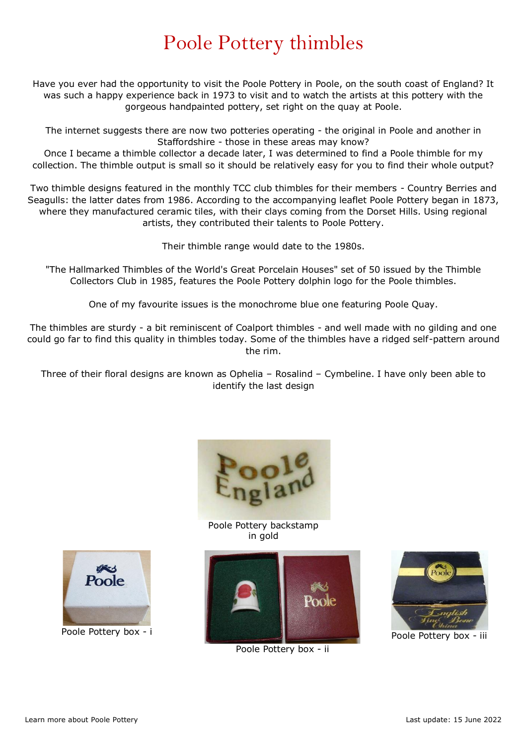# Poole Pottery thimbles

Have you ever had the opportunity to visit the Poole Pottery in Poole, on the south coast of England? It was such a happy experience back in 1973 to visit and to watch the artists at this pottery with the gorgeous handpainted pottery, set right on the quay at Poole.

The internet suggests there are now two potteries operating - the original in Poole and another in Staffordshire - those in these areas may know?
Once I became a thimble collector a decade later, I was determined to find a Poole thimble for my collection. The thimble output is small so it should be relatively easy for you to find their whole output?

Two thimble designs featured in the monthly TCC club thimbles for their members - Country Berries and Seagulls: the latter dates from 1986. According to the accompanying leaflet Poole Pottery began in 1873, where they manufactured ceramic tiles, with their clays coming from the Dorset Hills. Using regional artists, they contributed their talents to Poole Pottery.

Their thimble range would date to the 1980s.

"The Hallmarked Thimbles of the World's Great Porcelain Houses" set of 50 issued by the Thimble Collectors Club in 1985, features the Poole Pottery dolphin logo for the Poole thimbles.

One of my favourite issues is the monochrome blue one featuring Poole Quay.

The thimbles are sturdy - a bit reminiscent of Coalport thimbles - and well made with no gilding and one could go far to find this quality in thimbles today. Some of the thimbles have a ridged self-pattern around the rim.

Three of their floral designs are known as Ophelia – Rosalind – Cymbeline. I have only been able to identify the last design

Poole Pottery backstamp in gold

Poole Pottery box - i

Poole Pottery box - ii

Poole Pottery box - iii

Learn more about Poole Pottery

Last update: 15 June 2022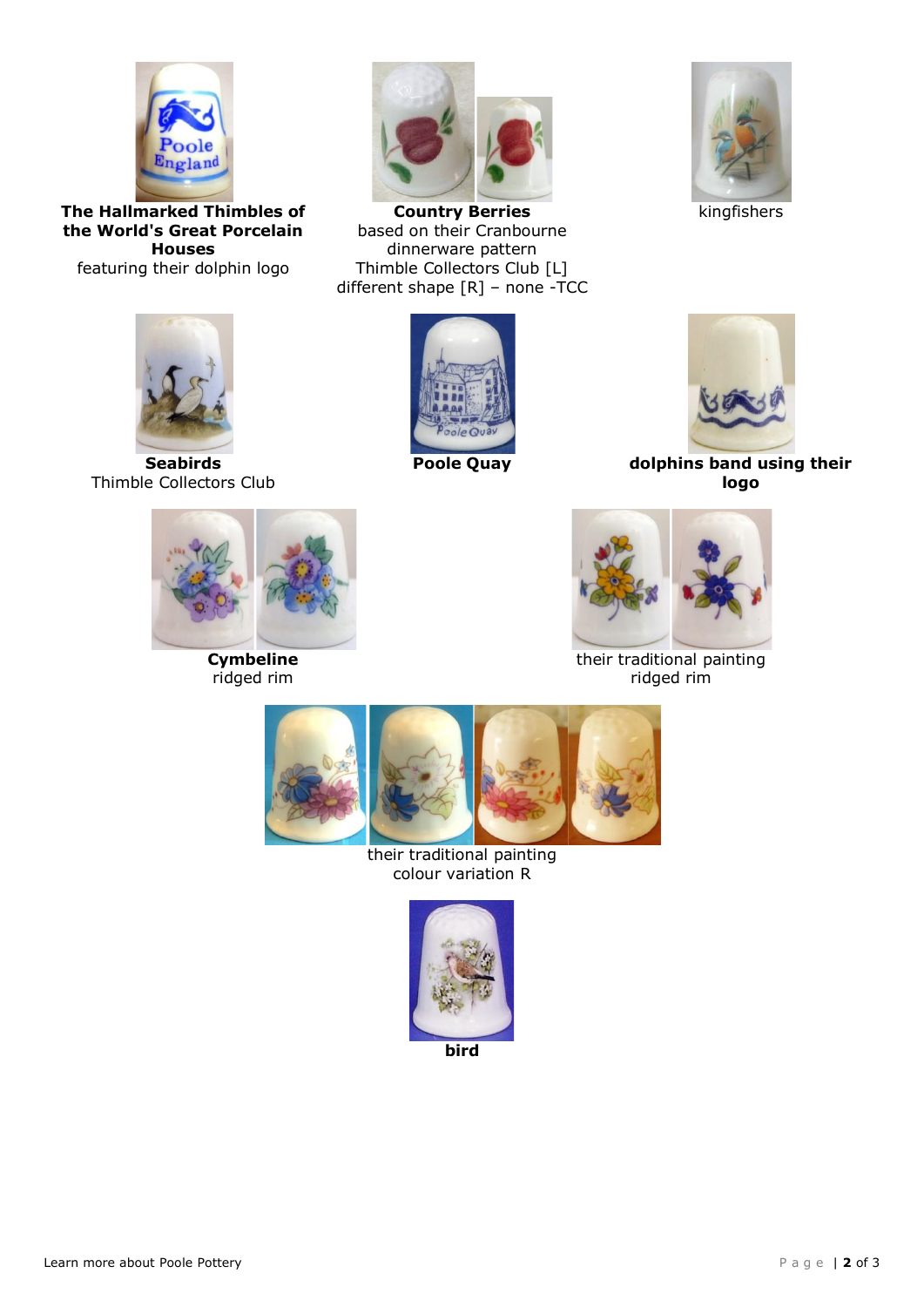**The Hallmarked Thimbles of the World's Great Porcelain Houses**
featuring their dolphin logo

**Country Berries**
based on their Cranbourne dinnerware pattern
Thimble Collectors Club [L]
different shape [R] – none -TCC

kingfishers

**Seabirds**
Thimble Collectors Club

**Poole Quay**

**dolphins band using their logo**

**Cymbeline**
ridged rim

their traditional painting
ridged rim

their traditional painting
colour variation R

**bird**

Learn more about Poole Pottery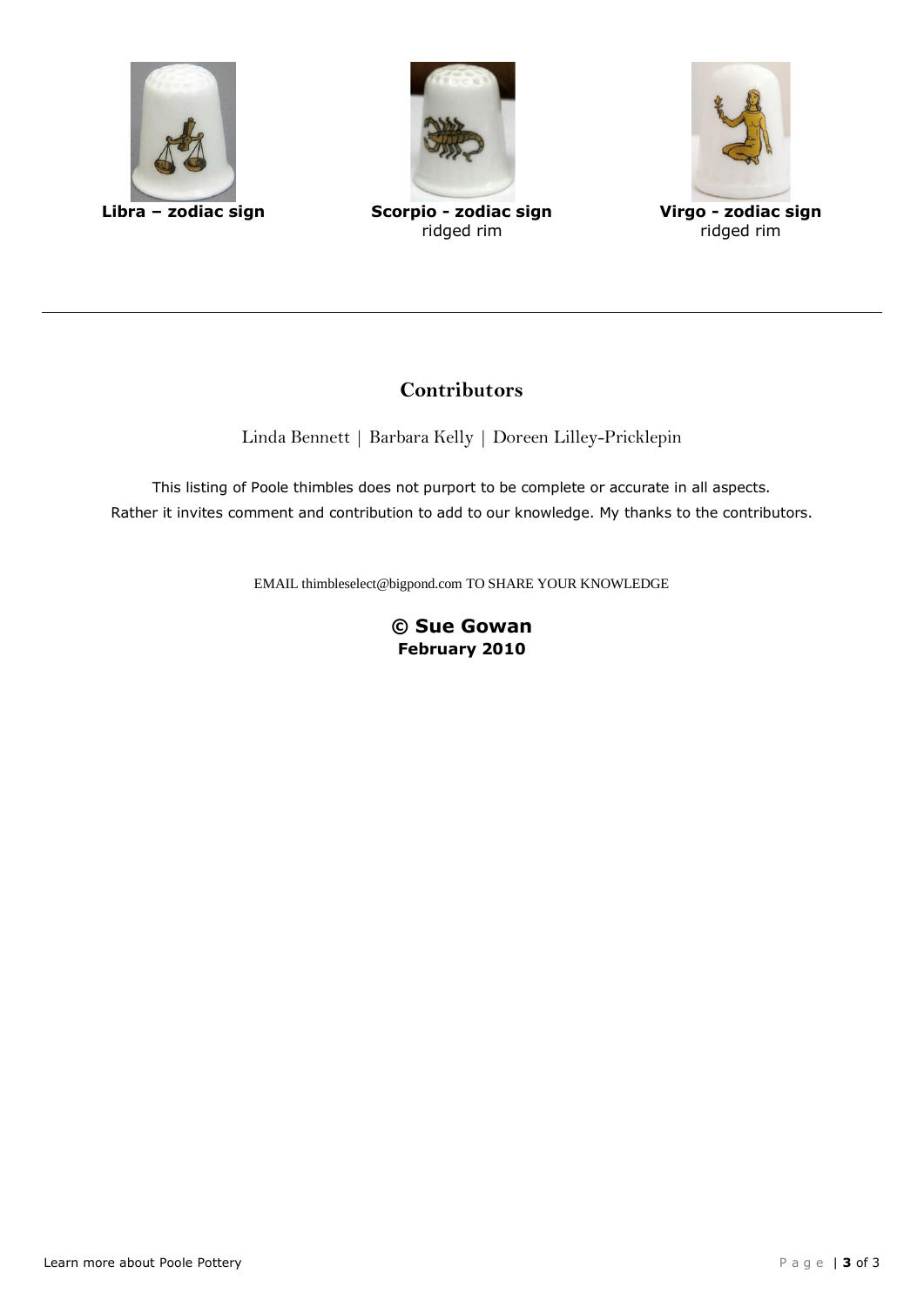**Libra – zodiac sign**

**Scorpio - zodiac sign**
ridged rim

**Virgo - zodiac sign**
ridged rim

---

## Contributors

Linda Bennett | Barbara Kelly | Doreen Lilley-Pricklepin

This listing of Poole thimbles does not purport to be complete or accurate in all aspects.
Rather it invites comment and contribution to add to our knowledge. My thanks to the contributors.

EMAIL thimbleselect@bigpond.com TO SHARE YOUR KNOWLEDGE

**© Sue Gowan**
**February 2010**

Learn more about Poole Pottery